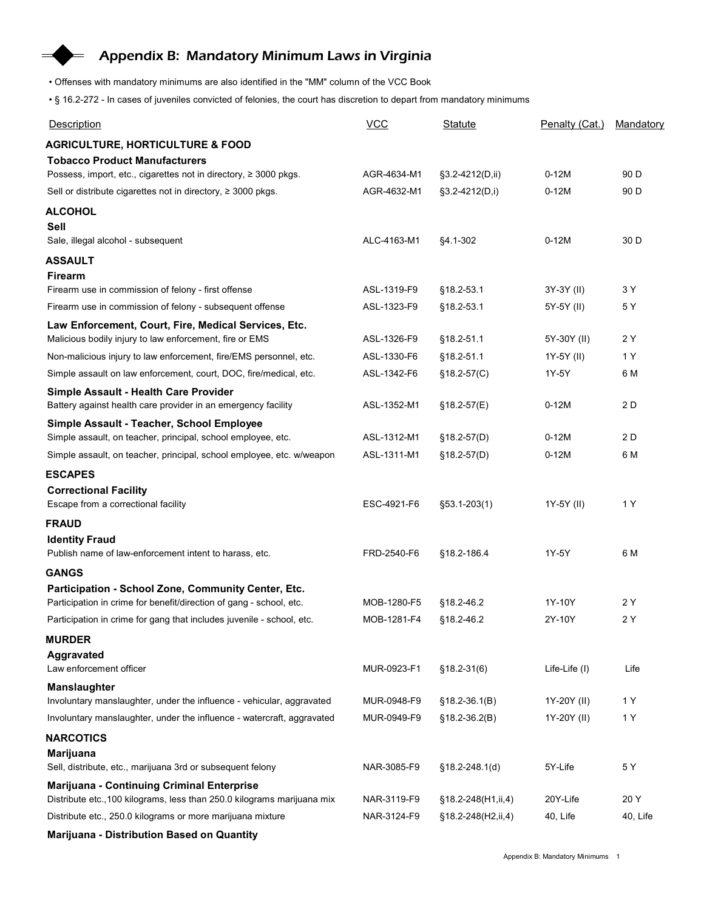# Appendix B: Mandatory Minimum Laws in Virginia

- Offenses with mandatory minimums are also identified in the "MM" column of the VCC Book
- § 16.2-272 - In cases of juveniles convicted of felonies, the court has discretion to depart from mandatory minimums

| Description | VCC | Statute | Penalty (Cat.) | Mandatory |
|---|---|---|---|---|
| **AGRICULTURE, HORTICULTURE & FOOD** | | | | |
| **Tobacco Product Manufacturers** | | | | |
| Possess, import, etc., cigarettes not in directory, ≥ 3000 pkgs. | AGR-4634-M1 | §3.2-4212(D,ii) | 0-12M | 90 D |
| Sell or distribute cigarettes not in directory, ≥ 3000 pkgs. | AGR-4632-M1 | §3.2-4212(D,i) | 0-12M | 90 D |
| **ALCOHOL** | | | | |
| **Sell** | | | | |
| Sale, illegal alcohol - subsequent | ALC-4163-M1 | §4.1-302 | 0-12M | 30 D |
| **ASSAULT** | | | | |
| **Firearm** | | | | |
| Firearm use in commission of felony - first offense | ASL-1319-F9 | §18.2-53.1 | 3Y-3Y (II) | 3 Y |
| Firearm use in commission of felony - subsequent offense | ASL-1323-F9 | §18.2-53.1 | 5Y-5Y (II) | 5 Y |
| **Law Enforcement, Court, Fire, Medical Services, Etc.** | | | | |
| Malicious bodily injury to law enforcement, fire or EMS | ASL-1326-F9 | §18.2-51.1 | 5Y-30Y (II) | 2 Y |
| Non-malicious injury to law enforcement, fire/EMS personnel, etc. | ASL-1330-F6 | §18.2-51.1 | 1Y-5Y (II) | 1 Y |
| Simple assault on law enforcement, court, DOC, fire/medical, etc. | ASL-1342-F6 | §18.2-57(C) | 1Y-5Y | 6 M |
| **Simple Assault - Health Care Provider** | | | | |
| Battery against health care provider in an emergency facility | ASL-1352-M1 | §18.2-57(E) | 0-12M | 2 D |
| **Simple Assault - Teacher, School Employee** | | | | |
| Simple assault, on teacher, principal, school employee, etc. | ASL-1312-M1 | §18.2-57(D) | 0-12M | 2 D |
| Simple assault, on teacher, principal, school employee, etc. w/weapon | ASL-1311-M1 | §18.2-57(D) | 0-12M | 6 M |
| **ESCAPES** | | | | |
| **Correctional Facility** | | | | |
| Escape from a correctional facility | ESC-4921-F6 | §53.1-203(1) | 1Y-5Y (II) | 1 Y |
| **FRAUD** | | | | |
| **Identity Fraud** | | | | |
| Publish name of law-enforcement intent to harass, etc. | FRD-2540-F6 | §18.2-186.4 | 1Y-5Y | 6 M |
| **GANGS** | | | | |
| **Participation - School Zone, Community Center, Etc.** | | | | |
| Participation in crime for benefit/direction of gang - school, etc. | MOB-1280-F5 | §18.2-46.2 | 1Y-10Y | 2 Y |
| Participation in crime for gang that includes juvenile - school, etc. | MOB-1281-F4 | §18.2-46.2 | 2Y-10Y | 2 Y |
| **MURDER** | | | | |
| **Aggravated** | | | | |
| Law enforcement officer | MUR-0923-F1 | §18.2-31(6) | Life-Life (I) | Life |
| **Manslaughter** | | | | |
| Involuntary manslaughter, under the influence - vehicular, aggravated | MUR-0948-F9 | §18.2-36.1(B) | 1Y-20Y (II) | 1 Y |
| Involuntary manslaughter, under the influence - watercraft, aggravated | MUR-0949-F9 | §18.2-36.2(B) | 1Y-20Y (II) | 1 Y |
| **NARCOTICS** | | | | |
| **Marijuana** | | | | |
| Sell, distribute, etc., marijuana 3rd or subsequent felony | NAR-3085-F9 | §18.2-248.1(d) | 5Y-Life | 5 Y |
| **Marijuana - Continuing Criminal Enterprise** | | | | |
| Distribute etc.,100 kilograms, less than 250.0 kilograms marijuana mix | NAR-3119-F9 | §18.2-248(H1,ii,4) | 20Y-Life | 20 Y |
| Distribute etc., 250.0 kilograms or more marijuana mixture | NAR-3124-F9 | §18.2-248(H2,ii,4) | 40, Life | 40, Life |
| **Marijuana - Distribution Based on Quantity** | | | | |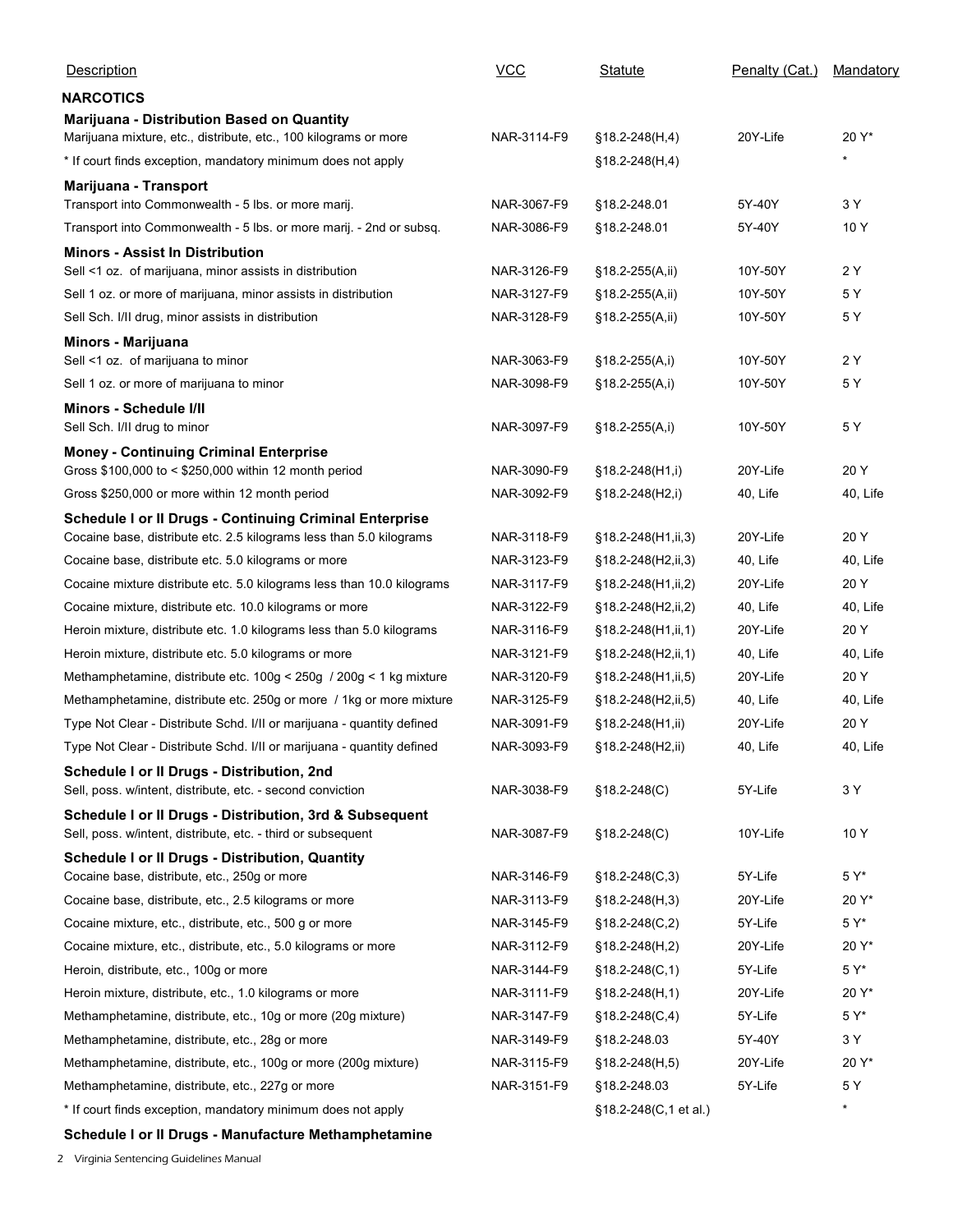| Description | VCC | Statute | Penalty (Cat.) | Mandatory |
| --- | --- | --- | --- | --- |
| **NARCOTICS** | | | | |
| **Marijuana - Distribution Based on Quantity** | | | | |
| Marijuana mixture, etc., distribute, etc., 100 kilograms or more | NAR-3114-F9 | §18.2-248(H,4) | 20Y-Life | 20 Y* |
| * If court finds exception, mandatory minimum does not apply | | §18.2-248(H,4) | | * |
| **Marijuana - Transport** | | | | |
| Transport into Commonwealth - 5 lbs. or more marij. | NAR-3067-F9 | §18.2-248.01 | 5Y-40Y | 3 Y |
| Transport into Commonwealth - 5 lbs. or more marij. - 2nd or subsq. | NAR-3086-F9 | §18.2-248.01 | 5Y-40Y | 10 Y |
| **Minors - Assist In Distribution** | | | | |
| Sell <1 oz. of marijuana, minor assists in distribution | NAR-3126-F9 | §18.2-255(A,ii) | 10Y-50Y | 2 Y |
| Sell 1 oz. or more of marijuana, minor assists in distribution | NAR-3127-F9 | §18.2-255(A,ii) | 10Y-50Y | 5 Y |
| Sell Sch. I/II drug, minor assists in distribution | NAR-3128-F9 | §18.2-255(A,ii) | 10Y-50Y | 5 Y |
| **Minors - Marijuana** | | | | |
| Sell <1 oz. of marijuana to minor | NAR-3063-F9 | §18.2-255(A,i) | 10Y-50Y | 2 Y |
| Sell 1 oz. or more of marijuana to minor | NAR-3098-F9 | §18.2-255(A,i) | 10Y-50Y | 5 Y |
| **Minors - Schedule I/II** | | | | |
| Sell Sch. I/II drug to minor | NAR-3097-F9 | §18.2-255(A,i) | 10Y-50Y | 5 Y |
| **Money - Continuing Criminal Enterprise** | | | | |
| Gross $100,000 to < $250,000 within 12 month period | NAR-3090-F9 | §18.2-248(H1,i) | 20Y-Life | 20 Y |
| Gross $250,000 or more within 12 month period | NAR-3092-F9 | §18.2-248(H2,i) | 40, Life | 40, Life |
| **Schedule I or II Drugs - Continuing Criminal Enterprise** | | | | |
| Cocaine base, distribute etc. 2.5 kilograms less than 5.0 kilograms | NAR-3118-F9 | §18.2-248(H1,ii,3) | 20Y-Life | 20 Y |
| Cocaine base, distribute etc. 5.0 kilograms or more | NAR-3123-F9 | §18.2-248(H2,ii,3) | 40, Life | 40, Life |
| Cocaine mixture distribute etc. 5.0 kilograms less than 10.0 kilograms | NAR-3117-F9 | §18.2-248(H1,ii,2) | 20Y-Life | 20 Y |
| Cocaine mixture, distribute etc. 10.0 kilograms or more | NAR-3122-F9 | §18.2-248(H2,ii,2) | 40, Life | 40, Life |
| Heroin mixture, distribute etc. 1.0 kilograms less than 5.0 kilograms | NAR-3116-F9 | §18.2-248(H1,ii,1) | 20Y-Life | 20 Y |
| Heroin mixture, distribute etc. 5.0 kilograms or more | NAR-3121-F9 | §18.2-248(H2,ii,1) | 40, Life | 40, Life |
| Methamphetamine, distribute etc. 100g < 250g / 200g < 1 kg mixture | NAR-3120-F9 | §18.2-248(H1,ii,5) | 20Y-Life | 20 Y |
| Methamphetamine, distribute etc. 250g or more / 1kg or more mixture | NAR-3125-F9 | §18.2-248(H2,ii,5) | 40, Life | 40, Life |
| Type Not Clear - Distribute Schd. I/II or marijuana - quantity defined | NAR-3091-F9 | §18.2-248(H1,ii) | 20Y-Life | 20 Y |
| Type Not Clear - Distribute Schd. I/II or marijuana - quantity defined | NAR-3093-F9 | §18.2-248(H2,ii) | 40, Life | 40, Life |
| **Schedule I or II Drugs - Distribution, 2nd** | | | | |
| Sell, poss. w/intent, distribute, etc. - second conviction | NAR-3038-F9 | §18.2-248(C) | 5Y-Life | 3 Y |
| **Schedule I or II Drugs - Distribution, 3rd & Subsequent** | | | | |
| Sell, poss. w/intent, distribute, etc. - third or subsequent | NAR-3087-F9 | §18.2-248(C) | 10Y-Life | 10 Y |
| **Schedule I or II Drugs - Distribution, Quantity** | | | | |
| Cocaine base, distribute, etc., 250g or more | NAR-3146-F9 | §18.2-248(C,3) | 5Y-Life | 5 Y* |
| Cocaine base, distribute, etc., 2.5 kilograms or more | NAR-3113-F9 | §18.2-248(H,3) | 20Y-Life | 20 Y* |
| Cocaine mixture, etc., distribute, etc., 500 g or more | NAR-3145-F9 | §18.2-248(C,2) | 5Y-Life | 5 Y* |
| Cocaine mixture, etc., distribute, etc., 5.0 kilograms or more | NAR-3112-F9 | §18.2-248(H,2) | 20Y-Life | 20 Y* |
| Heroin, distribute, etc., 100g or more | NAR-3144-F9 | §18.2-248(C,1) | 5Y-Life | 5 Y* |
| Heroin mixture, distribute, etc., 1.0 kilograms or more | NAR-3111-F9 | §18.2-248(H,1) | 20Y-Life | 20 Y* |
| Methamphetamine, distribute, etc., 10g or more (20g mixture) | NAR-3147-F9 | §18.2-248(C,4) | 5Y-Life | 5 Y* |
| Methamphetamine, distribute, etc., 28g or more | NAR-3149-F9 | §18.2-248.03 | 5Y-40Y | 3 Y |
| Methamphetamine, distribute, etc., 100g or more (200g mixture) | NAR-3115-F9 | §18.2-248(H,5) | 20Y-Life | 20 Y* |
| Methamphetamine, distribute, etc., 227g or more | NAR-3151-F9 | §18.2-248.03 | 5Y-Life | 5 Y |
| * If court finds exception, mandatory minimum does not apply | | §18.2-248(C,1 et al.) | | * |
| **Schedule I or II Drugs - Manufacture Methamphetamine** | | | | |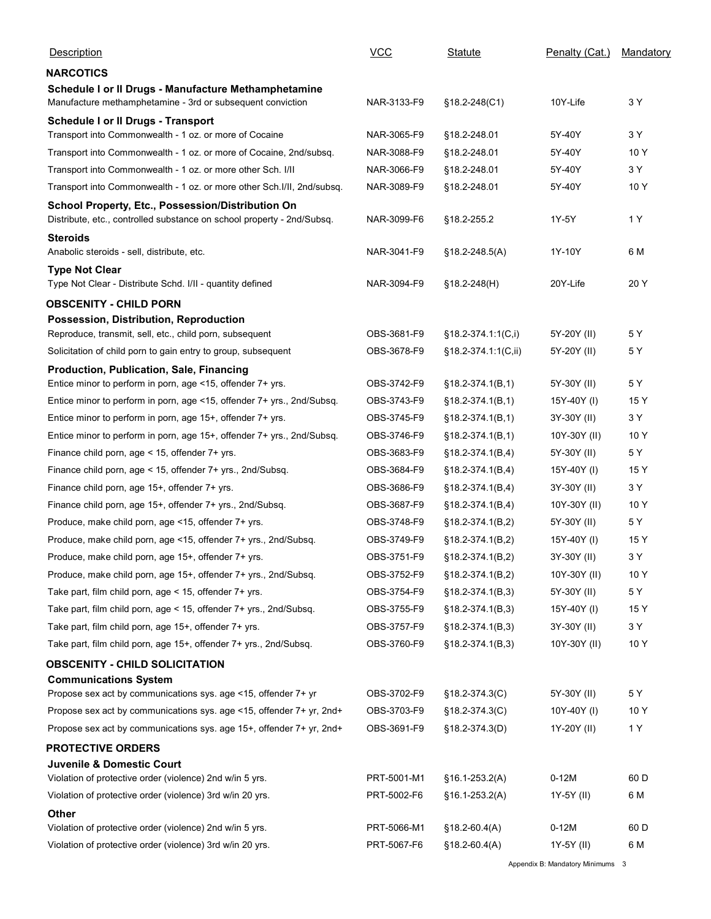| Description | VCC | Statute | Penalty (Cat.) | Mandatory |
|---|---|---|---|---|
| **NARCOTICS** | | | | |
| **Schedule I or II Drugs - Manufacture Methamphetamine** | | | | |
| Manufacture methamphetamine - 3rd or subsequent conviction | NAR-3133-F9 | §18.2-248(C1) | 10Y-Life | 3 Y |
| **Schedule I or II Drugs - Transport** | | | | |
| Transport into Commonwealth - 1 oz. or more of Cocaine | NAR-3065-F9 | §18.2-248.01 | 5Y-40Y | 3 Y |
| Transport into Commonwealth - 1 oz. or more of Cocaine, 2nd/subsq. | NAR-3088-F9 | §18.2-248.01 | 5Y-40Y | 10 Y |
| Transport into Commonwealth - 1 oz. or more other Sch. I/II | NAR-3066-F9 | §18.2-248.01 | 5Y-40Y | 3 Y |
| Transport into Commonwealth - 1 oz. or more other Sch.I/II, 2nd/subsq. | NAR-3089-F9 | §18.2-248.01 | 5Y-40Y | 10 Y |
| **School Property, Etc., Possession/Distribution On** | | | | |
| Distribute, etc., controlled substance on school property - 2nd/Subsq. | NAR-3099-F6 | §18.2-255.2 | 1Y-5Y | 1 Y |
| **Steroids** | | | | |
| Anabolic steroids - sell, distribute, etc. | NAR-3041-F9 | §18.2-248.5(A) | 1Y-10Y | 6 M |
| **Type Not Clear** | | | | |
| Type Not Clear - Distribute Schd. I/II - quantity defined | NAR-3094-F9 | §18.2-248(H) | 20Y-Life | 20 Y |
| **OBSCENITY - CHILD PORN** | | | | |
| **Possession, Distribution, Reproduction** | | | | |
| Reproduce, transmit, sell, etc., child porn, subsequent | OBS-3681-F9 | §18.2-374.1:1(C,i) | 5Y-20Y (II) | 5 Y |
| Solicitation of child porn to gain entry to group, subsequent | OBS-3678-F9 | §18.2-374.1:1(C,ii) | 5Y-20Y (II) | 5 Y |
| **Production, Publication, Sale, Financing** | | | | |
| Entice minor to perform in porn, age <15, offender 7+ yrs. | OBS-3742-F9 | §18.2-374.1(B,1) | 5Y-30Y (II) | 5 Y |
| Entice minor to perform in porn, age <15, offender 7+ yrs., 2nd/Subsq. | OBS-3743-F9 | §18.2-374.1(B,1) | 15Y-40Y (I) | 15 Y |
| Entice minor to perform in porn, age 15+, offender 7+ yrs. | OBS-3745-F9 | §18.2-374.1(B,1) | 3Y-30Y (II) | 3 Y |
| Entice minor to perform in porn, age 15+, offender 7+ yrs., 2nd/Subsq. | OBS-3746-F9 | §18.2-374.1(B,1) | 10Y-30Y (II) | 10 Y |
| Finance child porn, age < 15, offender 7+ yrs. | OBS-3683-F9 | §18.2-374.1(B,4) | 5Y-30Y (II) | 5 Y |
| Finance child porn, age < 15, offender 7+ yrs., 2nd/Subsq. | OBS-3684-F9 | §18.2-374.1(B,4) | 15Y-40Y (I) | 15 Y |
| Finance child porn, age 15+, offender 7+ yrs. | OBS-3686-F9 | §18.2-374.1(B,4) | 3Y-30Y (II) | 3 Y |
| Finance child porn, age 15+, offender 7+ yrs., 2nd/Subsq. | OBS-3687-F9 | §18.2-374.1(B,4) | 10Y-30Y (II) | 10 Y |
| Produce, make child porn, age <15, offender 7+ yrs. | OBS-3748-F9 | §18.2-374.1(B,2) | 5Y-30Y (II) | 5 Y |
| Produce, make child porn, age <15, offender 7+ yrs., 2nd/Subsq. | OBS-3749-F9 | §18.2-374.1(B,2) | 15Y-40Y (I) | 15 Y |
| Produce, make child porn, age 15+, offender 7+ yrs. | OBS-3751-F9 | §18.2-374.1(B,2) | 3Y-30Y (II) | 3 Y |
| Produce, make child porn, age 15+, offender 7+ yrs., 2nd/Subsq. | OBS-3752-F9 | §18.2-374.1(B,2) | 10Y-30Y (II) | 10 Y |
| Take part, film child porn, age < 15, offender 7+ yrs. | OBS-3754-F9 | §18.2-374.1(B,3) | 5Y-30Y (II) | 5 Y |
| Take part, film child porn, age < 15, offender 7+ yrs., 2nd/Subsq. | OBS-3755-F9 | §18.2-374.1(B,3) | 15Y-40Y (I) | 15 Y |
| Take part, film child porn, age 15+, offender 7+ yrs. | OBS-3757-F9 | §18.2-374.1(B,3) | 3Y-30Y (II) | 3 Y |
| Take part, film child porn, age 15+, offender 7+ yrs., 2nd/Subsq. | OBS-3760-F9 | §18.2-374.1(B,3) | 10Y-30Y (II) | 10 Y |
| **OBSCENITY - CHILD SOLICITATION** | | | | |
| **Communications System** | | | | |
| Propose sex act by communications sys. age <15, offender 7+ yr | OBS-3702-F9 | §18.2-374.3(C) | 5Y-30Y (II) | 5 Y |
| Propose sex act by communications sys. age <15, offender 7+ yr, 2nd+ | OBS-3703-F9 | §18.2-374.3(C) | 10Y-40Y (I) | 10 Y |
| Propose sex act by communications sys. age 15+, offender 7+ yr, 2nd+ | OBS-3691-F9 | §18.2-374.3(D) | 1Y-20Y (II) | 1 Y |
| **PROTECTIVE ORDERS** | | | | |
| **Juvenile & Domestic Court** | | | | |
| Violation of protective order (violence) 2nd w/in 5 yrs. | PRT-5001-M1 | §16.1-253.2(A) | 0-12M | 60 D |
| Violation of protective order (violence) 3rd w/in 20 yrs. | PRT-5002-F6 | §16.1-253.2(A) | 1Y-5Y (II) | 6 M |
| **Other** | | | | |
| Violation of protective order (violence) 2nd w/in 5 yrs. | PRT-5066-M1 | §18.2-60.4(A) | 0-12M | 60 D |
| Violation of protective order (violence) 3rd w/in 20 yrs. | PRT-5067-F6 | §18.2-60.4(A) | 1Y-5Y (II) | 6 M |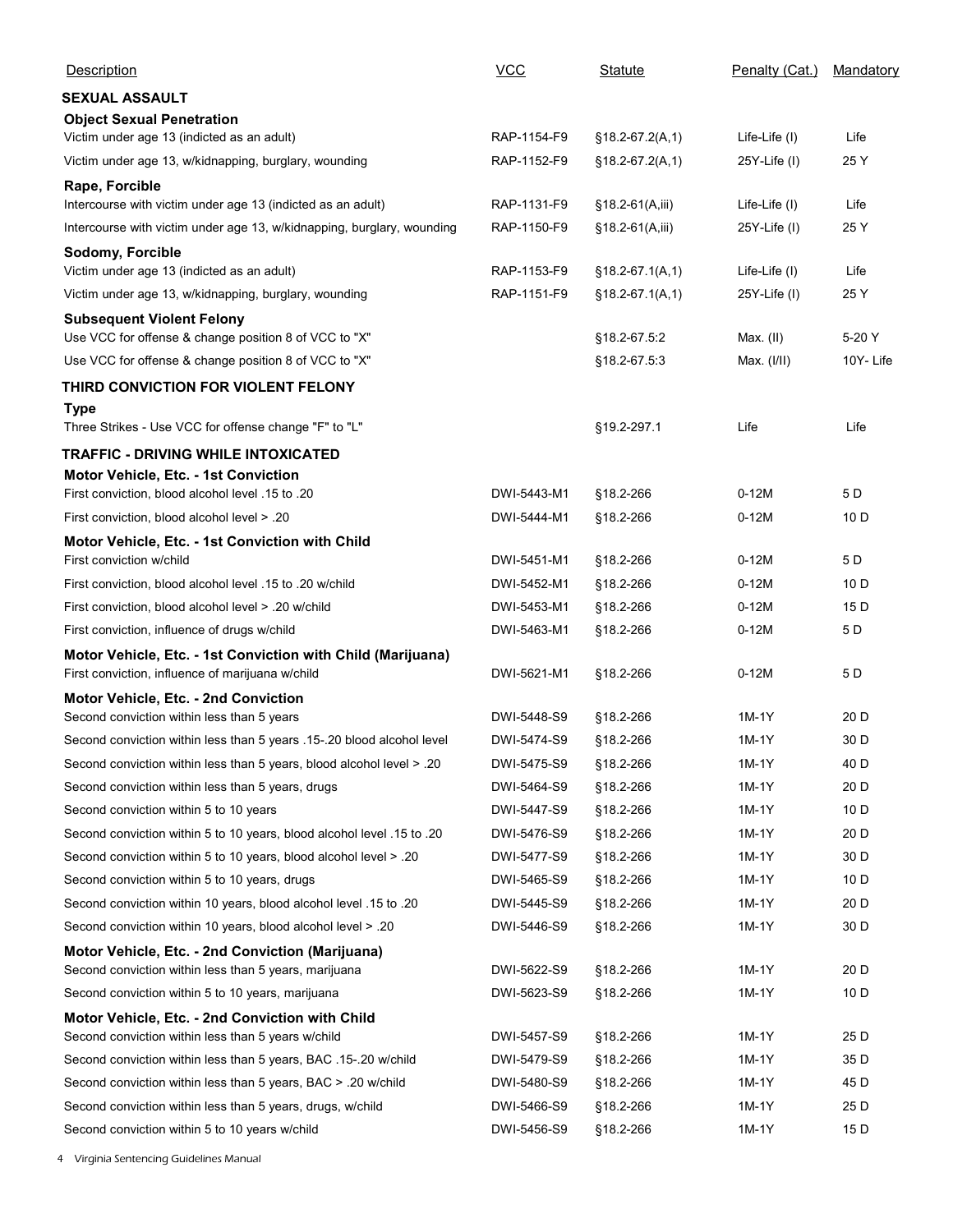| Description | VCC | Statute | Penalty (Cat.) | Mandatory |
|---|---|---|---|---|
| **SEXUAL ASSAULT** | | | | |
| **Object Sexual Penetration** | | | | |
| Victim under age 13 (indicted as an adult) | RAP-1154-F9 | §18.2-67.2(A,1) | Life-Life (I) | Life |
| Victim under age 13, w/kidnapping, burglary, wounding | RAP-1152-F9 | §18.2-67.2(A,1) | 25Y-Life (I) | 25 Y |
| **Rape, Forcible** | | | | |
| Intercourse with victim under age 13 (indicted as an adult) | RAP-1131-F9 | §18.2-61(A,iii) | Life-Life (I) | Life |
| Intercourse with victim under age 13, w/kidnapping, burglary, wounding | RAP-1150-F9 | §18.2-61(A,iii) | 25Y-Life (I) | 25 Y |
| **Sodomy, Forcible** | | | | |
| Victim under age 13 (indicted as an adult) | RAP-1153-F9 | §18.2-67.1(A,1) | Life-Life (I) | Life |
| Victim under age 13, w/kidnapping, burglary, wounding | RAP-1151-F9 | §18.2-67.1(A,1) | 25Y-Life (I) | 25 Y |
| **Subsequent Violent Felony** | | | | |
| Use VCC for offense & change position 8 of VCC to "X" | | §18.2-67.5:2 | Max. (II) | 5-20 Y |
| Use VCC for offense & change position 8 of VCC to "X" | | §18.2-67.5:3 | Max. (I/II) | 10Y- Life |
| **THIRD CONVICTION FOR VIOLENT FELONY** | | | | |
| **Type** | | | | |
| Three Strikes - Use VCC for offense change "F" to "L" | | §19.2-297.1 | Life | Life |
| **TRAFFIC - DRIVING WHILE INTOXICATED** | | | | |
| **Motor Vehicle, Etc. - 1st Conviction** | | | | |
| First conviction, blood alcohol level .15 to .20 | DWI-5443-M1 | §18.2-266 | 0-12M | 5 D |
| First conviction, blood alcohol level > .20 | DWI-5444-M1 | §18.2-266 | 0-12M | 10 D |
| **Motor Vehicle, Etc. - 1st Conviction with Child** | | | | |
| First conviction w/child | DWI-5451-M1 | §18.2-266 | 0-12M | 5 D |
| First conviction, blood alcohol level .15 to .20 w/child | DWI-5452-M1 | §18.2-266 | 0-12M | 10 D |
| First conviction, blood alcohol level > .20 w/child | DWI-5453-M1 | §18.2-266 | 0-12M | 15 D |
| First conviction, influence of drugs w/child | DWI-5463-M1 | §18.2-266 | 0-12M | 5 D |
| **Motor Vehicle, Etc. - 1st Conviction with Child (Marijuana)** | | | | |
| First conviction, influence of marijuana w/child | DWI-5621-M1 | §18.2-266 | 0-12M | 5 D |
| **Motor Vehicle, Etc. - 2nd Conviction** | | | | |
| Second conviction within less than 5 years | DWI-5448-S9 | §18.2-266 | 1M-1Y | 20 D |
| Second conviction within less than 5 years .15-.20 blood alcohol level | DWI-5474-S9 | §18.2-266 | 1M-1Y | 30 D |
| Second conviction within less than 5 years, blood alcohol level > .20 | DWI-5475-S9 | §18.2-266 | 1M-1Y | 40 D |
| Second conviction within less than 5 years, drugs | DWI-5464-S9 | §18.2-266 | 1M-1Y | 20 D |
| Second conviction within 5 to 10 years | DWI-5447-S9 | §18.2-266 | 1M-1Y | 10 D |
| Second conviction within 5 to 10 years, blood alcohol level .15 to .20 | DWI-5476-S9 | §18.2-266 | 1M-1Y | 20 D |
| Second conviction within 5 to 10 years, blood alcohol level > .20 | DWI-5477-S9 | §18.2-266 | 1M-1Y | 30 D |
| Second conviction within 5 to 10 years, drugs | DWI-5465-S9 | §18.2-266 | 1M-1Y | 10 D |
| Second conviction within 10 years, blood alcohol level .15 to .20 | DWI-5445-S9 | §18.2-266 | 1M-1Y | 20 D |
| Second conviction within 10 years, blood alcohol level > .20 | DWI-5446-S9 | §18.2-266 | 1M-1Y | 30 D |
| **Motor Vehicle, Etc. - 2nd Conviction (Marijuana)** | | | | |
| Second conviction within less than 5 years, marijuana | DWI-5622-S9 | §18.2-266 | 1M-1Y | 20 D |
| Second conviction within 5 to 10 years, marijuana | DWI-5623-S9 | §18.2-266 | 1M-1Y | 10 D |
| **Motor Vehicle, Etc. - 2nd Conviction with Child** | | | | |
| Second conviction within less than 5 years w/child | DWI-5457-S9 | §18.2-266 | 1M-1Y | 25 D |
| Second conviction within less than 5 years, BAC .15-.20 w/child | DWI-5479-S9 | §18.2-266 | 1M-1Y | 35 D |
| Second conviction within less than 5 years, BAC > .20 w/child | DWI-5480-S9 | §18.2-266 | 1M-1Y | 45 D |
| Second conviction within less than 5 years, drugs, w/child | DWI-5466-S9 | §18.2-266 | 1M-1Y | 25 D |
| Second conviction within 5 to 10 years w/child | DWI-5456-S9 | §18.2-266 | 1M-1Y | 15 D |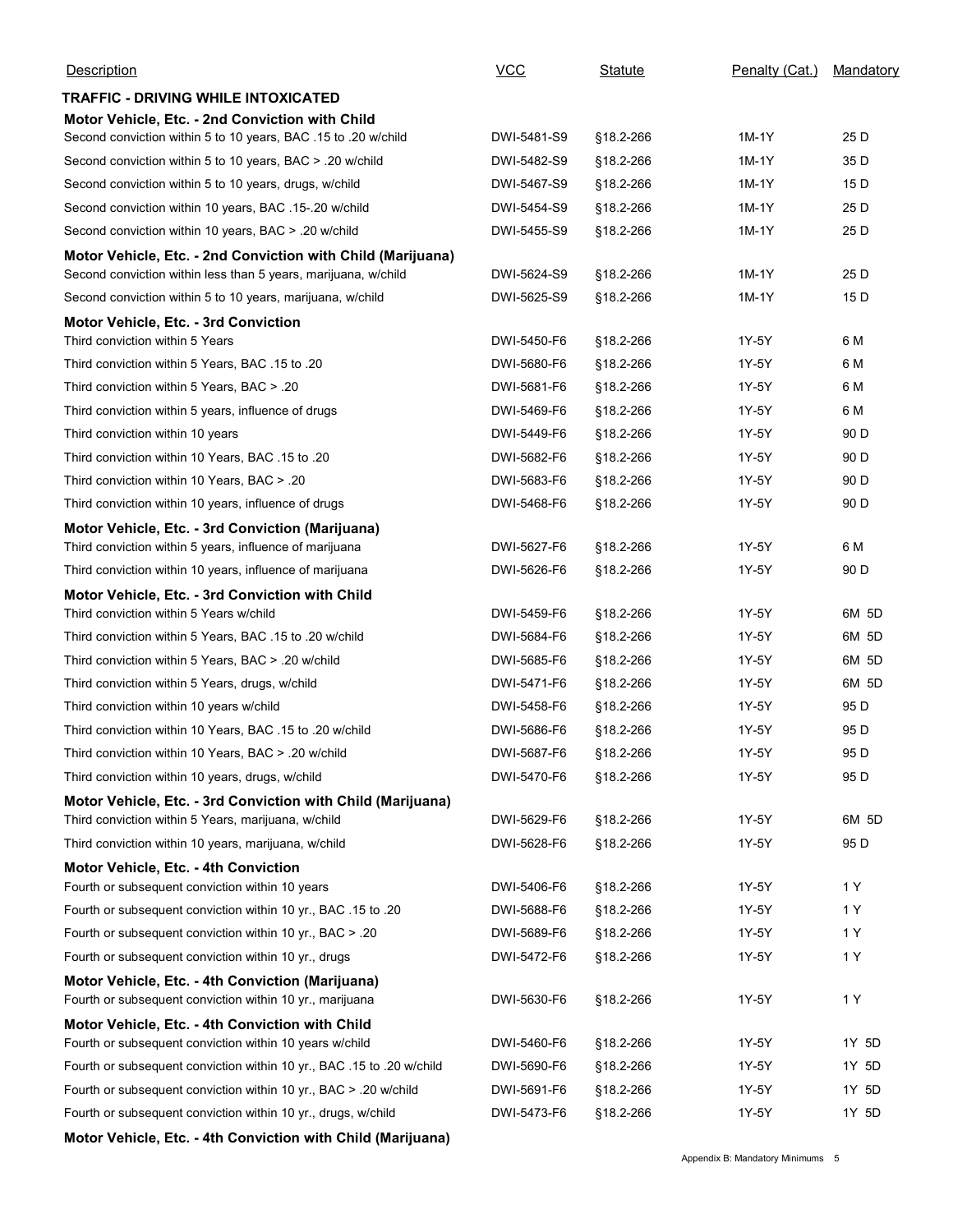| Description | VCC | Statute | Penalty (Cat.) | Mandatory |
|---|---|---|---|---|
| **TRAFFIC - DRIVING WHILE INTOXICATED** | | | | |
| **Motor Vehicle, Etc. - 2nd Conviction with Child** | | | | |
| Second conviction within 5 to 10 years, BAC .15 to .20 w/child | DWI-5481-S9 | §18.2-266 | 1M-1Y | 25 D |
| Second conviction within 5 to 10 years, BAC > .20 w/child | DWI-5482-S9 | §18.2-266 | 1M-1Y | 35 D |
| Second conviction within 5 to 10 years, drugs, w/child | DWI-5467-S9 | §18.2-266 | 1M-1Y | 15 D |
| Second conviction within 10 years, BAC .15-.20 w/child | DWI-5454-S9 | §18.2-266 | 1M-1Y | 25 D |
| Second conviction within 10 years, BAC > .20 w/child | DWI-5455-S9 | §18.2-266 | 1M-1Y | 25 D |
| **Motor Vehicle, Etc. - 2nd Conviction with Child (Marijuana)** | | | | |
| Second conviction within less than 5 years, marijuana, w/child | DWI-5624-S9 | §18.2-266 | 1M-1Y | 25 D |
| Second conviction within 5 to 10 years, marijuana, w/child | DWI-5625-S9 | §18.2-266 | 1M-1Y | 15 D |
| **Motor Vehicle, Etc. - 3rd Conviction** | | | | |
| Third conviction within 5 Years | DWI-5450-F6 | §18.2-266 | 1Y-5Y | 6 M |
| Third conviction within 5 Years, BAC .15 to .20 | DWI-5680-F6 | §18.2-266 | 1Y-5Y | 6 M |
| Third conviction within 5 Years, BAC > .20 | DWI-5681-F6 | §18.2-266 | 1Y-5Y | 6 M |
| Third conviction within 5 years, influence of drugs | DWI-5469-F6 | §18.2-266 | 1Y-5Y | 6 M |
| Third conviction within 10 years | DWI-5449-F6 | §18.2-266 | 1Y-5Y | 90 D |
| Third conviction within 10 Years, BAC .15 to .20 | DWI-5682-F6 | §18.2-266 | 1Y-5Y | 90 D |
| Third conviction within 10 Years, BAC > .20 | DWI-5683-F6 | §18.2-266 | 1Y-5Y | 90 D |
| Third conviction within 10 years, influence of drugs | DWI-5468-F6 | §18.2-266 | 1Y-5Y | 90 D |
| **Motor Vehicle, Etc. - 3rd Conviction (Marijuana)** | | | | |
| Third conviction within 5 years, influence of marijuana | DWI-5627-F6 | §18.2-266 | 1Y-5Y | 6 M |
| Third conviction within 10 years, influence of marijuana | DWI-5626-F6 | §18.2-266 | 1Y-5Y | 90 D |
| **Motor Vehicle, Etc. - 3rd Conviction with Child** | | | | |
| Third conviction within 5 Years w/child | DWI-5459-F6 | §18.2-266 | 1Y-5Y | 6M 5D |
| Third conviction within 5 Years, BAC .15 to .20 w/child | DWI-5684-F6 | §18.2-266 | 1Y-5Y | 6M 5D |
| Third conviction within 5 Years, BAC > .20 w/child | DWI-5685-F6 | §18.2-266 | 1Y-5Y | 6M 5D |
| Third conviction within 5 Years, drugs, w/child | DWI-5471-F6 | §18.2-266 | 1Y-5Y | 6M 5D |
| Third conviction within 10 years w/child | DWI-5458-F6 | §18.2-266 | 1Y-5Y | 95 D |
| Third conviction within 10 Years, BAC .15 to .20 w/child | DWI-5686-F6 | §18.2-266 | 1Y-5Y | 95 D |
| Third conviction within 10 Years, BAC > .20 w/child | DWI-5687-F6 | §18.2-266 | 1Y-5Y | 95 D |
| Third conviction within 10 years, drugs, w/child | DWI-5470-F6 | §18.2-266 | 1Y-5Y | 95 D |
| **Motor Vehicle, Etc. - 3rd Conviction with Child (Marijuana)** | | | | |
| Third conviction within 5 Years, marijuana, w/child | DWI-5629-F6 | §18.2-266 | 1Y-5Y | 6M 5D |
| Third conviction within 10 years, marijuana, w/child | DWI-5628-F6 | §18.2-266 | 1Y-5Y | 95 D |
| **Motor Vehicle, Etc. - 4th Conviction** | | | | |
| Fourth or subsequent conviction within 10 years | DWI-5406-F6 | §18.2-266 | 1Y-5Y | 1 Y |
| Fourth or subsequent conviction within 10 yr., BAC .15 to .20 | DWI-5688-F6 | §18.2-266 | 1Y-5Y | 1 Y |
| Fourth or subsequent conviction within 10 yr., BAC > .20 | DWI-5689-F6 | §18.2-266 | 1Y-5Y | 1 Y |
| Fourth or subsequent conviction within 10 yr., drugs | DWI-5472-F6 | §18.2-266 | 1Y-5Y | 1 Y |
| **Motor Vehicle, Etc. - 4th Conviction (Marijuana)** | | | | |
| Fourth or subsequent conviction within 10 yr., marijuana | DWI-5630-F6 | §18.2-266 | 1Y-5Y | 1 Y |
| **Motor Vehicle, Etc. - 4th Conviction with Child** | | | | |
| Fourth or subsequent conviction within 10 years w/child | DWI-5460-F6 | §18.2-266 | 1Y-5Y | 1Y 5D |
| Fourth or subsequent conviction within 10 yr., BAC .15 to .20 w/child | DWI-5690-F6 | §18.2-266 | 1Y-5Y | 1Y 5D |
| Fourth or subsequent conviction within 10 yr., BAC > .20 w/child | DWI-5691-F6 | §18.2-266 | 1Y-5Y | 1Y 5D |
| Fourth or subsequent conviction within 10 yr., drugs, w/child | DWI-5473-F6 | §18.2-266 | 1Y-5Y | 1Y 5D |
| **Motor Vehicle, Etc. - 4th Conviction with Child (Marijuana)** | | | | |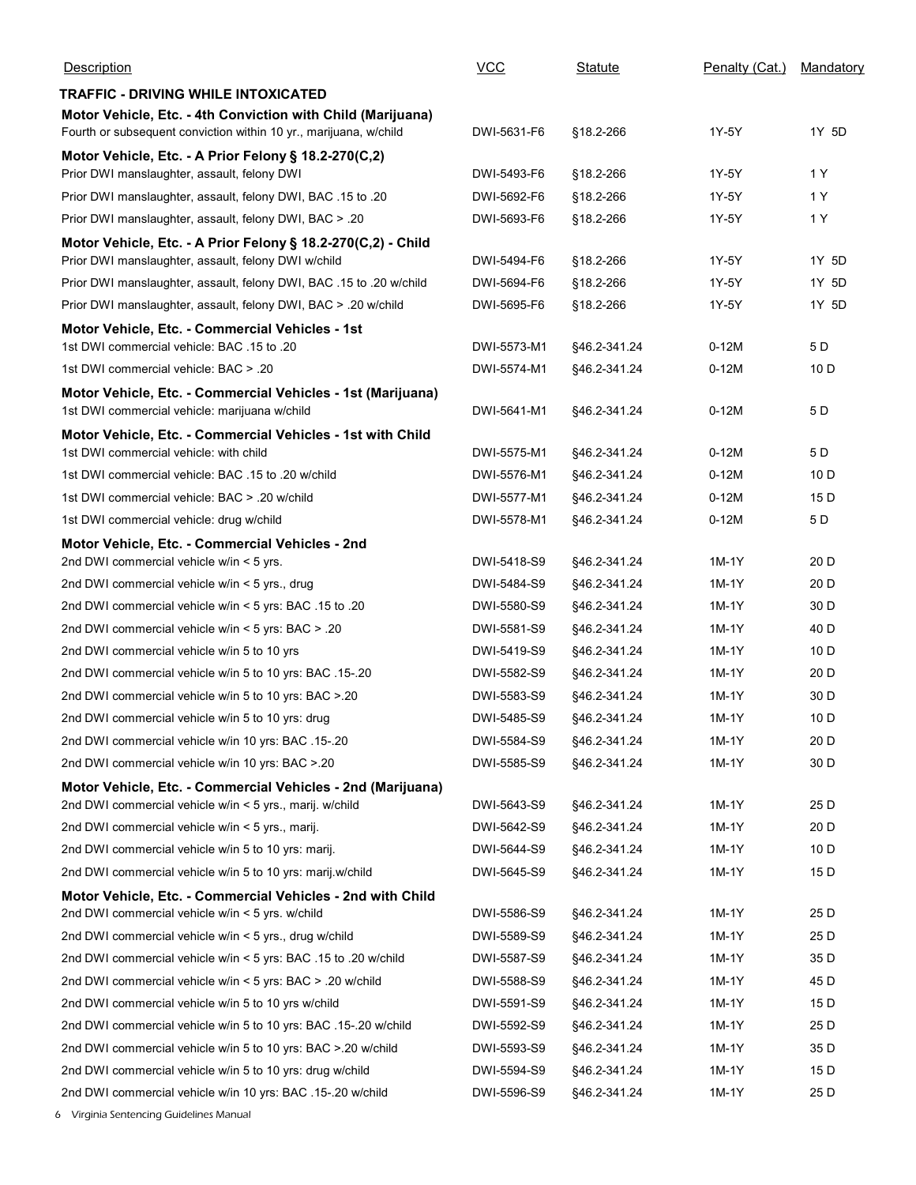| Description | VCC | Statute | Penalty (Cat.) | Mandatory |
|---|---|---|---|---|
| **TRAFFIC - DRIVING WHILE INTOXICATED** | | | | |
| **Motor Vehicle, Etc. - 4th Conviction with Child (Marijuana)** | | | | |
| Fourth or subsequent conviction within 10 yr., marijuana, w/child | DWI-5631-F6 | §18.2-266 | 1Y-5Y | 1Y 5D |
| **Motor Vehicle, Etc. - A Prior Felony § 18.2-270(C,2)** | | | | |
| Prior DWI manslaughter, assault, felony DWI | DWI-5493-F6 | §18.2-266 | 1Y-5Y | 1 Y |
| Prior DWI manslaughter, assault, felony DWI, BAC .15 to .20 | DWI-5692-F6 | §18.2-266 | 1Y-5Y | 1 Y |
| Prior DWI manslaughter, assault, felony DWI, BAC > .20 | DWI-5693-F6 | §18.2-266 | 1Y-5Y | 1 Y |
| **Motor Vehicle, Etc. - A Prior Felony § 18.2-270(C,2) - Child** | | | | |
| Prior DWI manslaughter, assault, felony DWI w/child | DWI-5494-F6 | §18.2-266 | 1Y-5Y | 1Y 5D |
| Prior DWI manslaughter, assault, felony DWI, BAC .15 to .20 w/child | DWI-5694-F6 | §18.2-266 | 1Y-5Y | 1Y 5D |
| Prior DWI manslaughter, assault, felony DWI, BAC > .20 w/child | DWI-5695-F6 | §18.2-266 | 1Y-5Y | 1Y 5D |
| **Motor Vehicle, Etc. - Commercial Vehicles - 1st** | | | | |
| 1st DWI commercial vehicle: BAC .15 to .20 | DWI-5573-M1 | §46.2-341.24 | 0-12M | 5 D |
| 1st DWI commercial vehicle: BAC > .20 | DWI-5574-M1 | §46.2-341.24 | 0-12M | 10 D |
| **Motor Vehicle, Etc. - Commercial Vehicles - 1st (Marijuana)** | | | | |
| 1st DWI commercial vehicle: marijuana w/child | DWI-5641-M1 | §46.2-341.24 | 0-12M | 5 D |
| **Motor Vehicle, Etc. - Commercial Vehicles - 1st with Child** | | | | |
| 1st DWI commercial vehicle: with child | DWI-5575-M1 | §46.2-341.24 | 0-12M | 5 D |
| 1st DWI commercial vehicle: BAC .15 to .20 w/child | DWI-5576-M1 | §46.2-341.24 | 0-12M | 10 D |
| 1st DWI commercial vehicle: BAC > .20 w/child | DWI-5577-M1 | §46.2-341.24 | 0-12M | 15 D |
| 1st DWI commercial vehicle: drug w/child | DWI-5578-M1 | §46.2-341.24 | 0-12M | 5 D |
| **Motor Vehicle, Etc. - Commercial Vehicles - 2nd** | | | | |
| 2nd DWI commercial vehicle w/in < 5 yrs. | DWI-5418-S9 | §46.2-341.24 | 1M-1Y | 20 D |
| 2nd DWI commercial vehicle w/in < 5 yrs., drug | DWI-5484-S9 | §46.2-341.24 | 1M-1Y | 20 D |
| 2nd DWI commercial vehicle w/in < 5 yrs: BAC .15 to .20 | DWI-5580-S9 | §46.2-341.24 | 1M-1Y | 30 D |
| 2nd DWI commercial vehicle w/in < 5 yrs: BAC > .20 | DWI-5581-S9 | §46.2-341.24 | 1M-1Y | 40 D |
| 2nd DWI commercial vehicle w/in 5 to 10 yrs | DWI-5419-S9 | §46.2-341.24 | 1M-1Y | 10 D |
| 2nd DWI commercial vehicle w/in 5 to 10 yrs: BAC .15-.20 | DWI-5582-S9 | §46.2-341.24 | 1M-1Y | 20 D |
| 2nd DWI commercial vehicle w/in 5 to 10 yrs: BAC >.20 | DWI-5583-S9 | §46.2-341.24 | 1M-1Y | 30 D |
| 2nd DWI commercial vehicle w/in 5 to 10 yrs: drug | DWI-5485-S9 | §46.2-341.24 | 1M-1Y | 10 D |
| 2nd DWI commercial vehicle w/in 10 yrs: BAC .15-.20 | DWI-5584-S9 | §46.2-341.24 | 1M-1Y | 20 D |
| 2nd DWI commercial vehicle w/in 10 yrs: BAC >.20 | DWI-5585-S9 | §46.2-341.24 | 1M-1Y | 30 D |
| **Motor Vehicle, Etc. - Commercial Vehicles - 2nd (Marijuana)** | | | | |
| 2nd DWI commercial vehicle w/in < 5 yrs., marij. w/child | DWI-5643-S9 | §46.2-341.24 | 1M-1Y | 25 D |
| 2nd DWI commercial vehicle w/in < 5 yrs., marij. | DWI-5642-S9 | §46.2-341.24 | 1M-1Y | 20 D |
| 2nd DWI commercial vehicle w/in 5 to 10 yrs: marij. | DWI-5644-S9 | §46.2-341.24 | 1M-1Y | 10 D |
| 2nd DWI commercial vehicle w/in 5 to 10 yrs: marij.w/child | DWI-5645-S9 | §46.2-341.24 | 1M-1Y | 15 D |
| **Motor Vehicle, Etc. - Commercial Vehicles - 2nd with Child** | | | | |
| 2nd DWI commercial vehicle w/in < 5 yrs. w/child | DWI-5586-S9 | §46.2-341.24 | 1M-1Y | 25 D |
| 2nd DWI commercial vehicle w/in < 5 yrs., drug w/child | DWI-5589-S9 | §46.2-341.24 | 1M-1Y | 25 D |
| 2nd DWI commercial vehicle w/in < 5 yrs: BAC .15 to .20 w/child | DWI-5587-S9 | §46.2-341.24 | 1M-1Y | 35 D |
| 2nd DWI commercial vehicle w/in < 5 yrs: BAC > .20 w/child | DWI-5588-S9 | §46.2-341.24 | 1M-1Y | 45 D |
| 2nd DWI commercial vehicle w/in 5 to 10 yrs w/child | DWI-5591-S9 | §46.2-341.24 | 1M-1Y | 15 D |
| 2nd DWI commercial vehicle w/in 5 to 10 yrs: BAC .15-.20 w/child | DWI-5592-S9 | §46.2-341.24 | 1M-1Y | 25 D |
| 2nd DWI commercial vehicle w/in 5 to 10 yrs: BAC >.20 w/child | DWI-5593-S9 | §46.2-341.24 | 1M-1Y | 35 D |
| 2nd DWI commercial vehicle w/in 5 to 10 yrs: drug w/child | DWI-5594-S9 | §46.2-341.24 | 1M-1Y | 15 D |
| 2nd DWI commercial vehicle w/in 10 yrs: BAC .15-.20 w/child | DWI-5596-S9 | §46.2-341.24 | 1M-1Y | 25 D |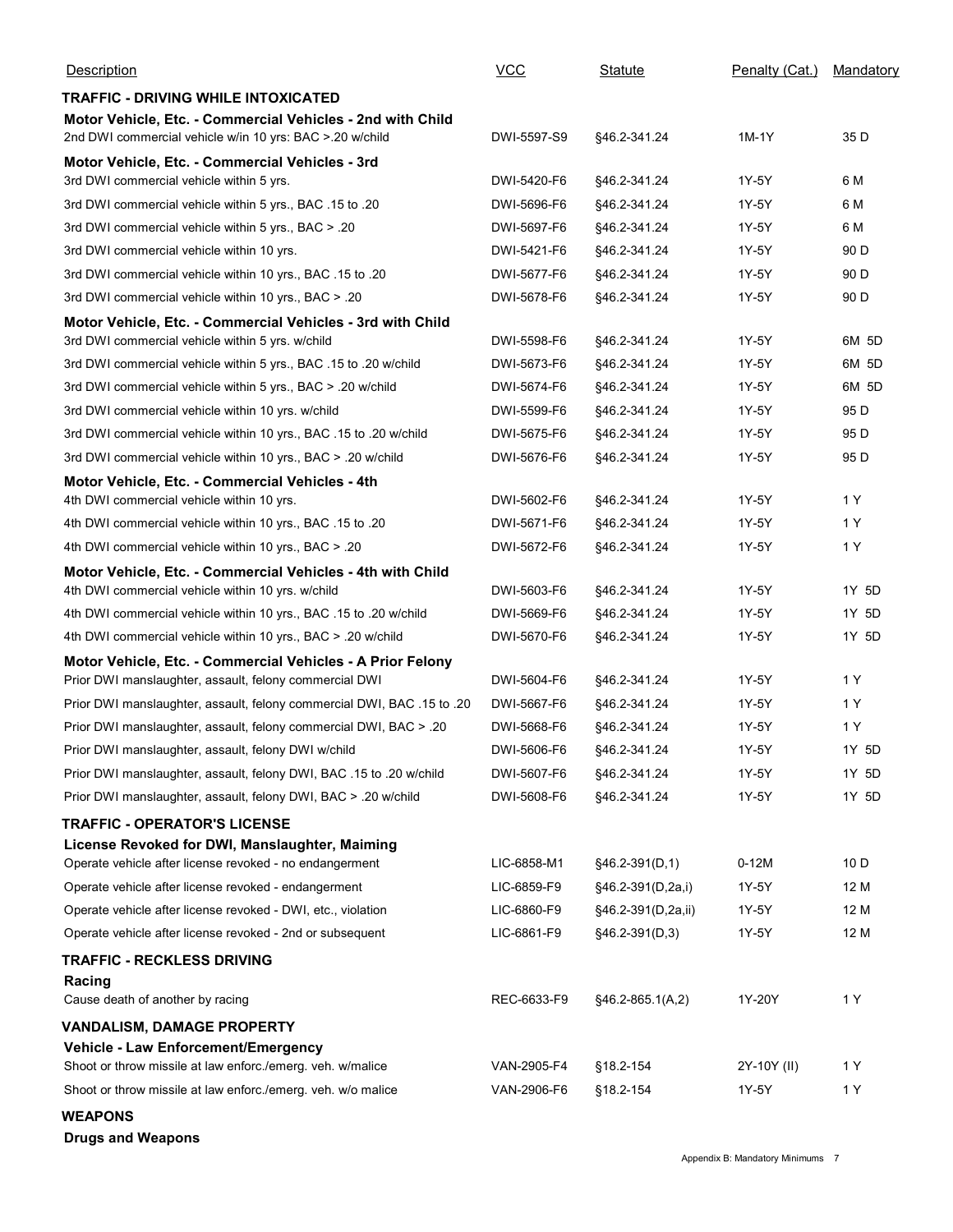| Description | VCC | Statute | Penalty (Cat.) | Mandatory |
|---|---|---|---|---|
| **TRAFFIC - DRIVING WHILE INTOXICATED** | | | | |
| **Motor Vehicle, Etc. - Commercial Vehicles - 2nd with Child** | | | | |
| 2nd DWI commercial vehicle w/in 10 yrs: BAC >.20 w/child | DWI-5597-S9 | §46.2-341.24 | 1M-1Y | 35 D |
| **Motor Vehicle, Etc. - Commercial Vehicles - 3rd** | | | | |
| 3rd DWI commercial vehicle within 5 yrs. | DWI-5420-F6 | §46.2-341.24 | 1Y-5Y | 6 M |
| 3rd DWI commercial vehicle within 5 yrs., BAC .15 to .20 | DWI-5696-F6 | §46.2-341.24 | 1Y-5Y | 6 M |
| 3rd DWI commercial vehicle within 5 yrs., BAC > .20 | DWI-5697-F6 | §46.2-341.24 | 1Y-5Y | 6 M |
| 3rd DWI commercial vehicle within 10 yrs. | DWI-5421-F6 | §46.2-341.24 | 1Y-5Y | 90 D |
| 3rd DWI commercial vehicle within 10 yrs., BAC .15 to .20 | DWI-5677-F6 | §46.2-341.24 | 1Y-5Y | 90 D |
| 3rd DWI commercial vehicle within 10 yrs., BAC > .20 | DWI-5678-F6 | §46.2-341.24 | 1Y-5Y | 90 D |
| **Motor Vehicle, Etc. - Commercial Vehicles - 3rd with Child** | | | | |
| 3rd DWI commercial vehicle within 5 yrs. w/child | DWI-5598-F6 | §46.2-341.24 | 1Y-5Y | 6M 5D |
| 3rd DWI commercial vehicle within 5 yrs., BAC .15 to .20 w/child | DWI-5673-F6 | §46.2-341.24 | 1Y-5Y | 6M 5D |
| 3rd DWI commercial vehicle within 5 yrs., BAC > .20 w/child | DWI-5674-F6 | §46.2-341.24 | 1Y-5Y | 6M 5D |
| 3rd DWI commercial vehicle within 10 yrs. w/child | DWI-5599-F6 | §46.2-341.24 | 1Y-5Y | 95 D |
| 3rd DWI commercial vehicle within 10 yrs., BAC .15 to .20 w/child | DWI-5675-F6 | §46.2-341.24 | 1Y-5Y | 95 D |
| 3rd DWI commercial vehicle within 10 yrs., BAC > .20 w/child | DWI-5676-F6 | §46.2-341.24 | 1Y-5Y | 95 D |
| **Motor Vehicle, Etc. - Commercial Vehicles - 4th** | | | | |
| 4th DWI commercial vehicle within 10 yrs. | DWI-5602-F6 | §46.2-341.24 | 1Y-5Y | 1 Y |
| 4th DWI commercial vehicle within 10 yrs., BAC .15 to .20 | DWI-5671-F6 | §46.2-341.24 | 1Y-5Y | 1 Y |
| 4th DWI commercial vehicle within 10 yrs., BAC > .20 | DWI-5672-F6 | §46.2-341.24 | 1Y-5Y | 1 Y |
| **Motor Vehicle, Etc. - Commercial Vehicles - 4th with Child** | | | | |
| 4th DWI commercial vehicle within 10 yrs. w/child | DWI-5603-F6 | §46.2-341.24 | 1Y-5Y | 1Y 5D |
| 4th DWI commercial vehicle within 10 yrs., BAC .15 to .20 w/child | DWI-5669-F6 | §46.2-341.24 | 1Y-5Y | 1Y 5D |
| 4th DWI commercial vehicle within 10 yrs., BAC > .20 w/child | DWI-5670-F6 | §46.2-341.24 | 1Y-5Y | 1Y 5D |
| **Motor Vehicle, Etc. - Commercial Vehicles - A Prior Felony** | | | | |
| Prior DWI manslaughter, assault, felony commercial DWI | DWI-5604-F6 | §46.2-341.24 | 1Y-5Y | 1 Y |
| Prior DWI manslaughter, assault, felony commercial DWI, BAC .15 to .20 | DWI-5667-F6 | §46.2-341.24 | 1Y-5Y | 1 Y |
| Prior DWI manslaughter, assault, felony commercial DWI, BAC > .20 | DWI-5668-F6 | §46.2-341.24 | 1Y-5Y | 1 Y |
| Prior DWI manslaughter, assault, felony DWI w/child | DWI-5606-F6 | §46.2-341.24 | 1Y-5Y | 1Y 5D |
| Prior DWI manslaughter, assault, felony DWI, BAC .15 to .20 w/child | DWI-5607-F6 | §46.2-341.24 | 1Y-5Y | 1Y 5D |
| Prior DWI manslaughter, assault, felony DWI, BAC > .20 w/child | DWI-5608-F6 | §46.2-341.24 | 1Y-5Y | 1Y 5D |
| **TRAFFIC - OPERATOR'S LICENSE** | | | | |
| **License Revoked for DWI, Manslaughter, Maiming** | | | | |
| Operate vehicle after license revoked - no endangerment | LIC-6858-M1 | §46.2-391(D,1) | 0-12M | 10 D |
| Operate vehicle after license revoked - endangerment | LIC-6859-F9 | §46.2-391(D,2a,i) | 1Y-5Y | 12 M |
| Operate vehicle after license revoked - DWI, etc., violation | LIC-6860-F9 | §46.2-391(D,2a,ii) | 1Y-5Y | 12 M |
| Operate vehicle after license revoked - 2nd or subsequent | LIC-6861-F9 | §46.2-391(D,3) | 1Y-5Y | 12 M |
| **TRAFFIC - RECKLESS DRIVING** | | | | |
| **Racing** | | | | |
| Cause death of another by racing | REC-6633-F9 | §46.2-865.1(A,2) | 1Y-20Y | 1 Y |
| **VANDALISM, DAMAGE PROPERTY** | | | | |
| **Vehicle - Law Enforcement/Emergency** | | | | |
| Shoot or throw missile at law enforc./emerg. veh. w/malice | VAN-2905-F4 | §18.2-154 | 2Y-10Y (II) | 1 Y |
| Shoot or throw missile at law enforc./emerg. veh. w/o malice | VAN-2906-F6 | §18.2-154 | 1Y-5Y | 1 Y |
| **WEAPONS** | | | | |
| **Drugs and Weapons** | | | | |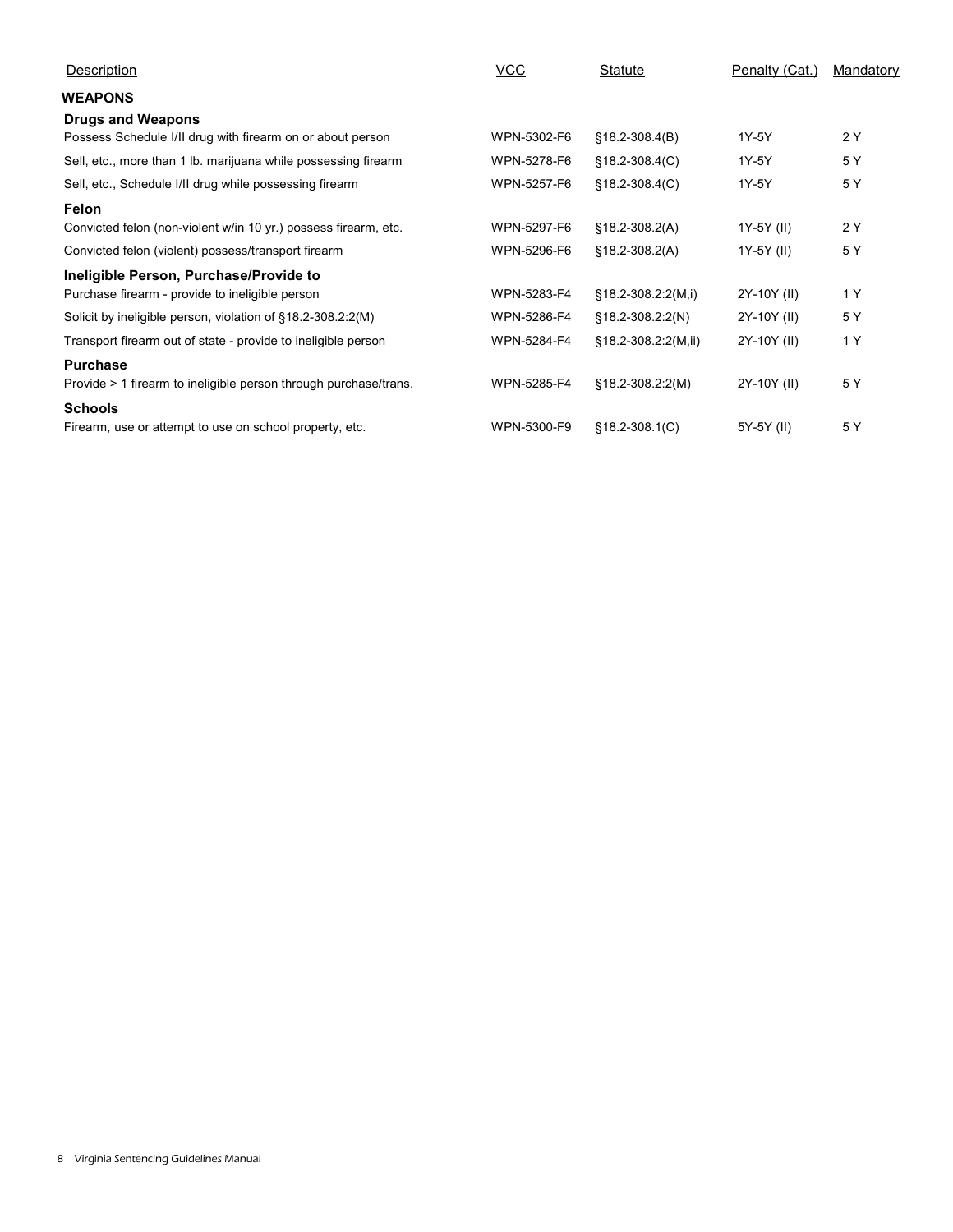| Description | VCC | Statute | Penalty (Cat.) | Mandatory |
|---|---|---|---|---|
| **WEAPONS** | | | | |
| **Drugs and Weapons** | | | | |
| Possess Schedule I/II drug with firearm on or about person | WPN-5302-F6 | §18.2-308.4(B) | 1Y-5Y | 2 Y |
| Sell, etc., more than 1 lb. marijuana while possessing firearm | WPN-5278-F6 | §18.2-308.4(C) | 1Y-5Y | 5 Y |
| Sell, etc., Schedule I/II drug while possessing firearm | WPN-5257-F6 | §18.2-308.4(C) | 1Y-5Y | 5 Y |
| **Felon** | | | | |
| Convicted felon (non-violent w/in 10 yr.) possess firearm, etc. | WPN-5297-F6 | §18.2-308.2(A) | 1Y-5Y (II) | 2 Y |
| Convicted felon (violent) possess/transport firearm | WPN-5296-F6 | §18.2-308.2(A) | 1Y-5Y (II) | 5 Y |
| **Ineligible Person, Purchase/Provide to** | | | | |
| Purchase firearm - provide to ineligible person | WPN-5283-F4 | §18.2-308.2:2(M,i) | 2Y-10Y (II) | 1 Y |
| Solicit by ineligible person, violation of §18.2-308.2:2(M) | WPN-5286-F4 | §18.2-308.2:2(N) | 2Y-10Y (II) | 5 Y |
| Transport firearm out of state - provide to ineligible person | WPN-5284-F4 | §18.2-308.2:2(M,ii) | 2Y-10Y (II) | 1 Y |
| **Purchase** | | | | |
| Provide > 1 firearm to ineligible person through purchase/trans. | WPN-5285-F4 | §18.2-308.2:2(M) | 2Y-10Y (II) | 5 Y |
| **Schools** | | | | |
| Firearm, use or attempt to use on school property, etc. | WPN-5300-F9 | §18.2-308.1(C) | 5Y-5Y (II) | 5 Y |